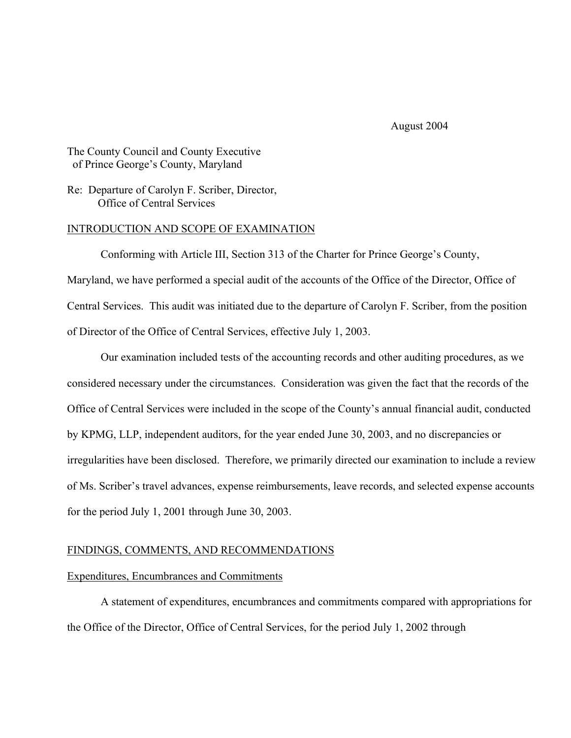August 2004

The County Council and County Executive
of Prince George's County, Maryland

Re: Departure of Carolyn F. Scriber, Director,
Office of Central Services

INTRODUCTION AND SCOPE OF EXAMINATION

Conforming with Article III, Section 313 of the Charter for Prince George's County, Maryland, we have performed a special audit of the accounts of the Office of the Director, Office of Central Services. This audit was initiated due to the departure of Carolyn F. Scriber, from the position of Director of the Office of Central Services, effective July 1, 2003.

Our examination included tests of the accounting records and other auditing procedures, as we considered necessary under the circumstances. Consideration was given the fact that the records of the Office of Central Services were included in the scope of the County's annual financial audit, conducted by KPMG, LLP, independent auditors, for the year ended June 30, 2003, and no discrepancies or irregularities have been disclosed. Therefore, we primarily directed our examination to include a review of Ms. Scriber's travel advances, expense reimbursements, leave records, and selected expense accounts for the period July 1, 2001 through June 30, 2003.

FINDINGS, COMMENTS, AND RECOMMENDATIONS

Expenditures, Encumbrances and Commitments

A statement of expenditures, encumbrances and commitments compared with appropriations for the Office of the Director, Office of Central Services, for the period July 1, 2002 through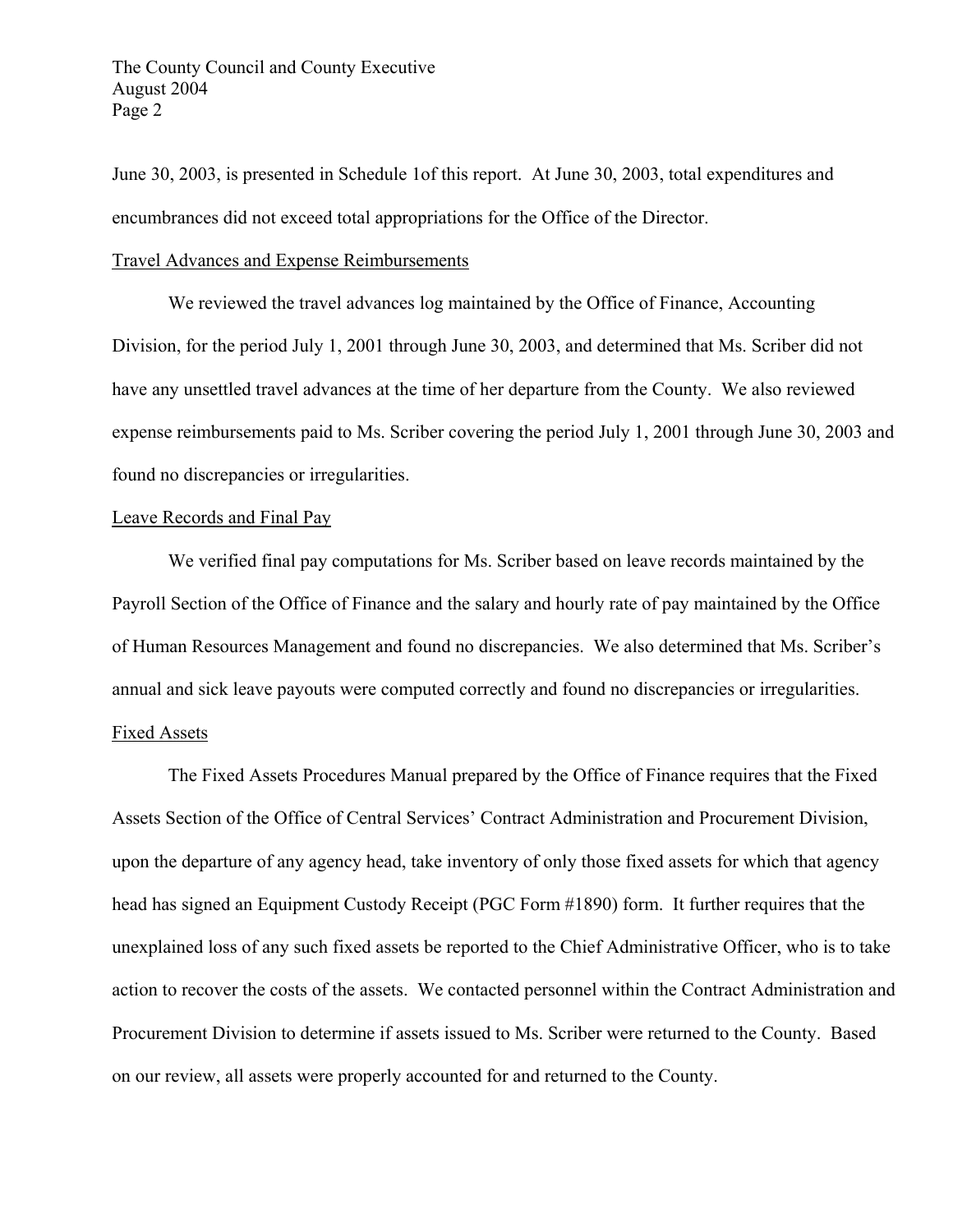June 30, 2003, is presented in Schedule 1of this report. At June 30, 2003, total expenditures and encumbrances did not exceed total appropriations for the Office of the Director.

Travel Advances and Expense Reimbursements

We reviewed the travel advances log maintained by the Office of Finance, Accounting Division, for the period July 1, 2001 through June 30, 2003, and determined that Ms. Scriber did not have any unsettled travel advances at the time of her departure from the County. We also reviewed expense reimbursements paid to Ms. Scriber covering the period July 1, 2001 through June 30, 2003 and found no discrepancies or irregularities.

Leave Records and Final Pay

We verified final pay computations for Ms. Scriber based on leave records maintained by the Payroll Section of the Office of Finance and the salary and hourly rate of pay maintained by the Office of Human Resources Management and found no discrepancies. We also determined that Ms. Scriber's annual and sick leave payouts were computed correctly and found no discrepancies or irregularities.

Fixed Assets

The Fixed Assets Procedures Manual prepared by the Office of Finance requires that the Fixed Assets Section of the Office of Central Services' Contract Administration and Procurement Division, upon the departure of any agency head, take inventory of only those fixed assets for which that agency head has signed an Equipment Custody Receipt (PGC Form #1890) form. It further requires that the unexplained loss of any such fixed assets be reported to the Chief Administrative Officer, who is to take action to recover the costs of the assets. We contacted personnel within the Contract Administration and Procurement Division to determine if assets issued to Ms. Scriber were returned to the County. Based on our review, all assets were properly accounted for and returned to the County.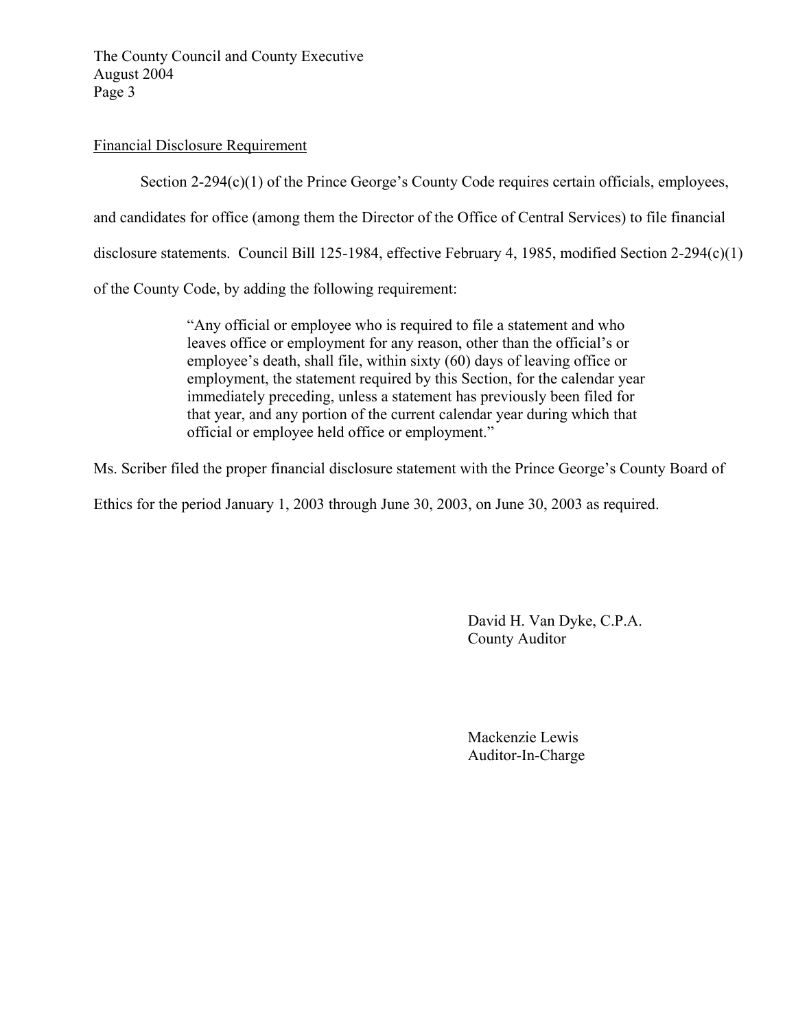## Financial Disclosure Requirement

Section 2-294(c)(1) of the Prince George's County Code requires certain officials, employees, and candidates for office (among them the Director of the Office of Central Services) to file financial disclosure statements. Council Bill 125-1984, effective February 4, 1985, modified Section 2-294(c)(1) of the County Code, by adding the following requirement:

> "Any official or employee who is required to file a statement and who leaves office or employment for any reason, other than the official's or employee's death, shall file, within sixty (60) days of leaving office or employment, the statement required by this Section, for the calendar year immediately preceding, unless a statement has previously been filed for that year, and any portion of the current calendar year during which that official or employee held office or employment."

Ms. Scriber filed the proper financial disclosure statement with the Prince George's County Board of Ethics for the period January 1, 2003 through June 30, 2003, on June 30, 2003 as required.

David H. Van Dyke, C.P.A.
County Auditor

Mackenzie Lewis
Auditor-In-Charge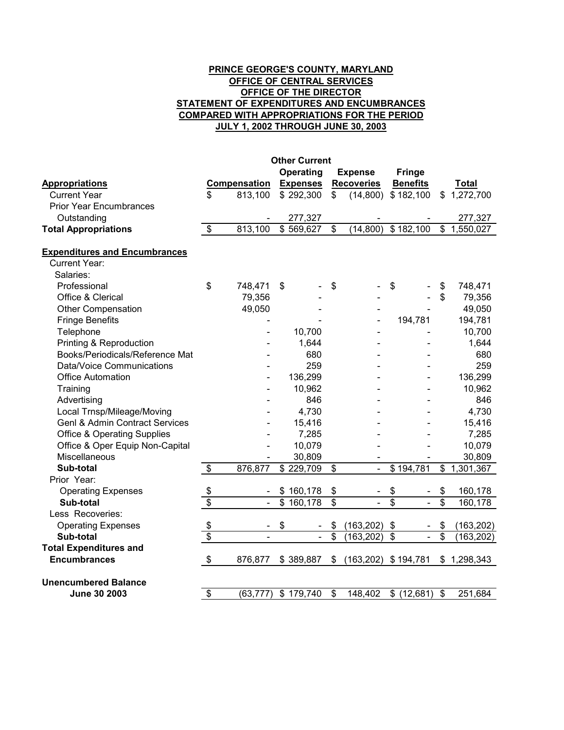**PRINCE GEORGE'S COUNTY, MARYLAND**
**OFFICE OF CENTRAL SERVICES**
**OFFICE OF THE DIRECTOR**
**STATEMENT OF EXPENDITURES AND ENCUMBRANCES**
**COMPARED WITH APPROPRIATIONS FOR THE PERIOD**
**JULY 1, 2002 THROUGH JUNE 30, 2003**

| **Appropriations** | **Compensation** | **Other Current Operating Expenses** | **Expense Recoveries** | **Fringe Benefits** | **Total** |
|---|---|---|---|---|---|
| Current Year | $ 813,100 | $ 292,300 | $ (14,800) | $ 182,100 | $ 1,272,700 |
| Prior Year Encumbrances | | | | | |
| Outstanding | - | 277,327 | - | - | 277,327 |
| **Total Appropriations** | $ 813,100 | $ 569,627 | $ (14,800) | $ 182,100 | $ 1,550,027 |
| | | | | | |
| **Expenditures and Encumbrances** | | | | | |
| Current Year: | | | | | |
| Salaries: | | | | | |
| Professional | $ 748,471 | $ - | $ - | $ - | $ 748,471 |
| Office & Clerical | 79,356 | - | - | - | $ 79,356 |
| Other Compensation | 49,050 | - | - | - | 49,050 |
| Fringe Benefits | - | - | - | 194,781 | 194,781 |
| Telephone | - | 10,700 | - | - | 10,700 |
| Printing & Reproduction | - | 1,644 | - | - | 1,644 |
| Books/Periodicals/Reference Mat | - | 680 | - | - | 680 |
| Data/Voice Communications | - | 259 | - | - | 259 |
| Office Automation | - | 136,299 | - | - | 136,299 |
| Training | - | 10,962 | - | - | 10,962 |
| Advertising | - | 846 | - | - | 846 |
| Local Trnsp/Mileage/Moving | - | 4,730 | - | - | 4,730 |
| Genl & Admin Contract Services | - | 15,416 | - | - | 15,416 |
| Office & Operating Supplies | - | 7,285 | - | - | 7,285 |
| Office & Oper Equip Non-Capital | - | 10,079 | - | - | 10,079 |
| Miscellaneous | - | 30,809 | - | - | 30,809 |
| **Sub-total** | $ 876,877 | $ 229,709 | $ - | $ 194,781 | $ 1,301,367 |
| Prior Year: | | | | | |
| Operating Expenses | $ - | $ 160,178 | $ - | $ - | $ 160,178 |
| **Sub-total** | $ - | $ 160,178 | $ - | $ - | $ 160,178 |
| Less Recoveries: | | | | | |
| Operating Expenses | $ - | $ - | $ (163,202) | $ - | $ (163,202) |
| **Sub-total** | $ - | - | $ (163,202) | $ - | $ (163,202) |
| **Total Expenditures and Encumbrances** | $ 876,877 | $ 389,887 | $ (163,202) | $ 194,781 | $ 1,298,343 |
| | | | | | |
| **Unencumbered Balance June 30 2003** | $ (63,777) | $ 179,740 | $ 148,402 | $ (12,681) | $ 251,684 |